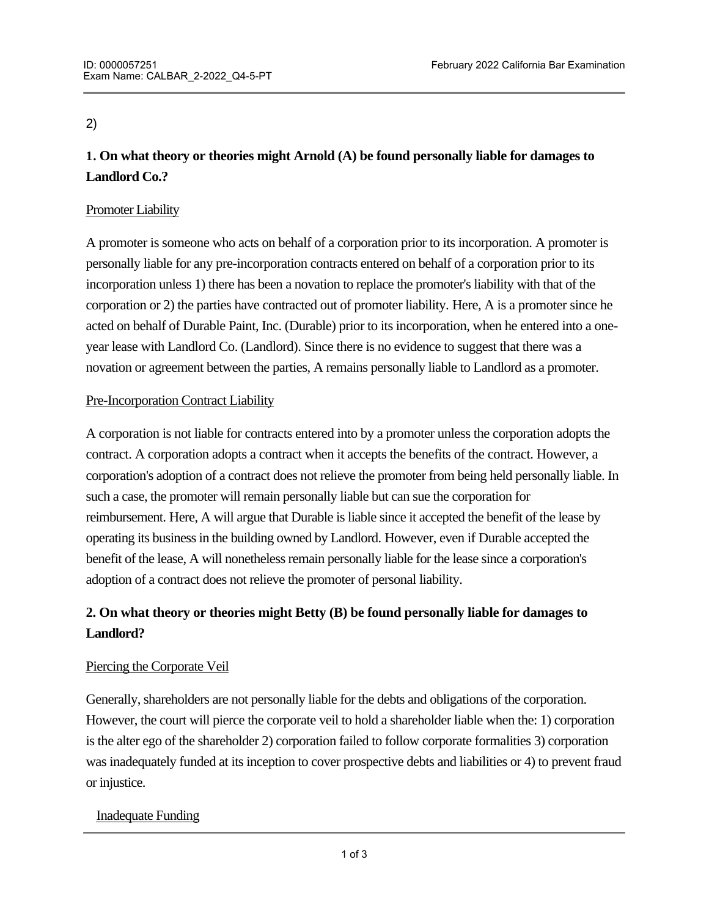2)

**1. On what theory or theories might Arnold (A) be found personally liable for damages to Landlord Co.?**

Promoter Liability

A promoter is someone who acts on behalf of a corporation prior to its incorporation. A promoter is personally liable for any pre-incorporation contracts entered on behalf of a corporation prior to its incorporation unless 1) there has been a novation to replace the promoter's liability with that of the corporation or 2) the parties have contracted out of promoter liability. Here, A is a promoter since he acted on behalf of Durable Paint, Inc. (Durable) prior to its incorporation, when he entered into a one-year lease with Landlord Co. (Landlord). Since there is no evidence to suggest that there was a novation or agreement between the parties, A remains personally liable to Landlord as a promoter.

Pre-Incorporation Contract Liability

A corporation is not liable for contracts entered into by a promoter unless the corporation adopts the contract. A corporation adopts a contract when it accepts the benefits of the contract. However, a corporation's adoption of a contract does not relieve the promoter from being held personally liable. In such a case, the promoter will remain personally liable but can sue the corporation for reimbursement. Here, A will argue that Durable is liable since it accepted the benefit of the lease by operating its business in the building owned by Landlord. However, even if Durable accepted the benefit of the lease, A will nonetheless remain personally liable for the lease since a corporation's adoption of a contract does not relieve the promoter of personal liability.

**2. On what theory or theories might Betty (B) be found personally liable for damages to Landlord?**

Piercing the Corporate Veil

Generally, shareholders are not personally liable for the debts and obligations of the corporation. However, the court will pierce the corporate veil to hold a shareholder liable when the: 1) corporation is the alter ego of the shareholder 2) corporation failed to follow corporate formalities 3) corporation was inadequately funded at its inception to cover prospective debts and liabilities or 4) to prevent fraud or injustice.

Inadequate Funding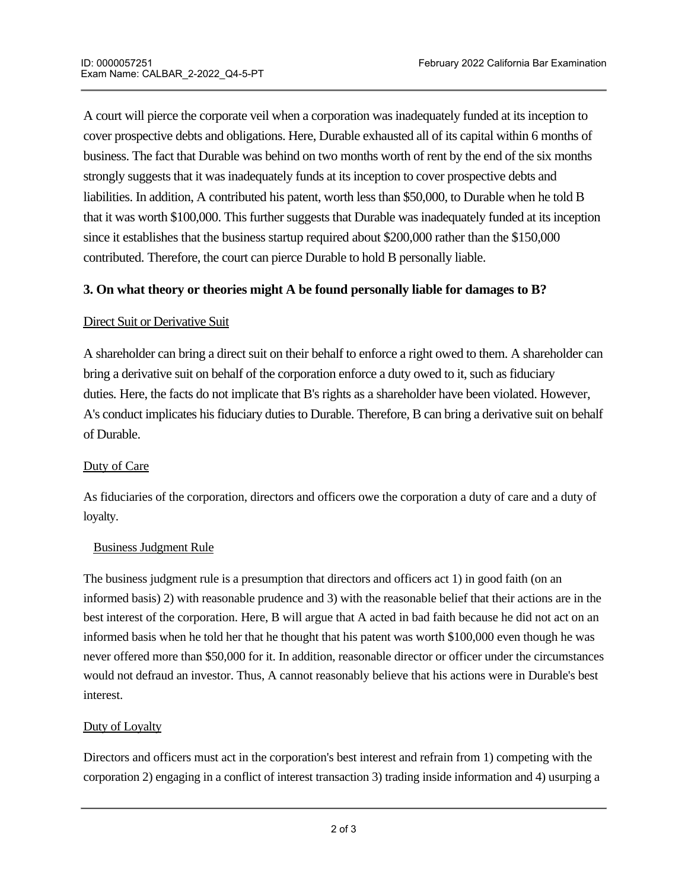A court will pierce the corporate veil when a corporation was inadequately funded at its inception to cover prospective debts and obligations. Here, Durable exhausted all of its capital within 6 months of business. The fact that Durable was behind on two months worth of rent by the end of the six months strongly suggests that it was inadequately funds at its inception to cover prospective debts and liabilities. In addition, A contributed his patent, worth less than $50,000, to Durable when he told B that it was worth $100,000. This further suggests that Durable was inadequately funded at its inception since it establishes that the business startup required about $200,000 rather than the $150,000 contributed. Therefore, the court can pierce Durable to hold B personally liable.

**3. On what theory or theories might A be found personally liable for damages to B?**

Direct Suit or Derivative Suit

A shareholder can bring a direct suit on their behalf to enforce a right owed to them. A shareholder can bring a derivative suit on behalf of the corporation enforce a duty owed to it, such as fiduciary duties. Here, the facts do not implicate that B's rights as a shareholder have been violated. However, A's conduct implicates his fiduciary duties to Durable. Therefore, B can bring a derivative suit on behalf of Durable.

Duty of Care

As fiduciaries of the corporation, directors and officers owe the corporation a duty of care and a duty of loyalty.

Business Judgment Rule

The business judgment rule is a presumption that directors and officers act 1) in good faith (on an informed basis) 2) with reasonable prudence and 3) with the reasonable belief that their actions are in the best interest of the corporation. Here, B will argue that A acted in bad faith because he did not act on an informed basis when he told her that he thought that his patent was worth $100,000 even though he was never offered more than $50,000 for it. In addition, reasonable director or officer under the circumstances would not defraud an investor. Thus, A cannot reasonably believe that his actions were in Durable's best interest.

Duty of Loyalty

Directors and officers must act in the corporation's best interest and refrain from 1) competing with the corporation 2) engaging in a conflict of interest transaction 3) trading inside information and 4) usurping a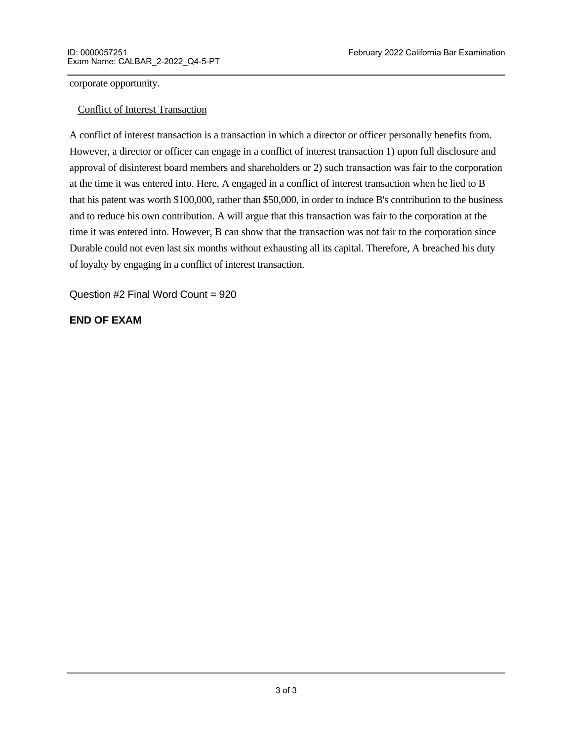corporate opportunity.

Conflict of Interest Transaction

A conflict of interest transaction is a transaction in which a director or officer personally benefits from. However, a director or officer can engage in a conflict of interest transaction 1) upon full disclosure and approval of disinterest board members and shareholders or 2) such transaction was fair to the corporation at the time it was entered into. Here, A engaged in a conflict of interest transaction when he lied to B that his patent was worth $100,000, rather than $50,000, in order to induce B's contribution to the business and to reduce his own contribution. A will argue that this transaction was fair to the corporation at the time it was entered into. However, B can show that the transaction was not fair to the corporation since Durable could not even last six months without exhausting all its capital. Therefore, A breached his duty of loyalty by engaging in a conflict of interest transaction.

Question #2 Final Word Count = 920

**END OF EXAM**